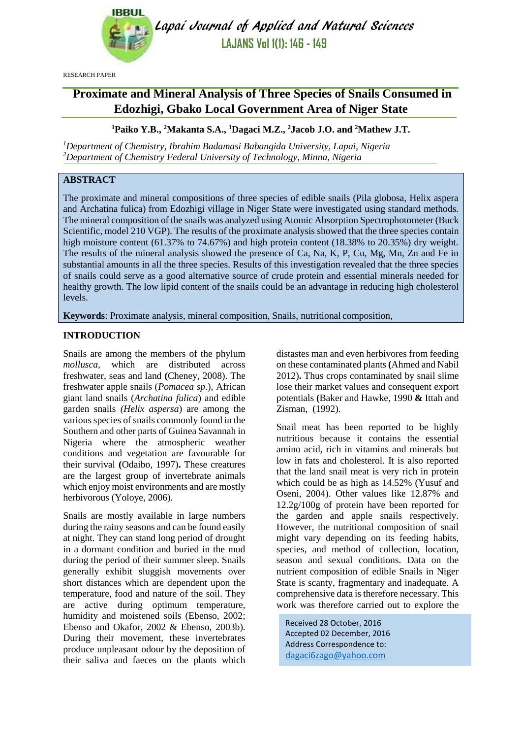RESEARCH PAPER

# Proximate and Mineral Analysis of Three Species of Snails Consumed in Edozhigi, Gbako Local Government Area of Niger State

**[1]Paiko Y.B., [2]Makanta S.A., [1]Dagaci M.Z., [2]Jacob J.O. and [2]Mathew J.T.**

*[1]Department of Chemistry, Ibrahim Badamasi Babangida University, Lapai, Nigeria*
*[2]Department of Chemistry Federal University of Technology, Minna, Nigeria*

## ABSTRACT

The proximate and mineral compositions of three species of edible snails (Pila globosa, Helix aspera and Archatina fulica) from Edozhigi village in Niger State were investigated using standard methods. The mineral composition of the snails was analyzed using Atomic Absorption Spectrophotometer (Buck Scientific, model 210 VGP). The results of the proximate analysis showed that the three species contain high moisture content (61.37% to 74.67%) and high protein content (18.38% to 20.35%) dry weight. The results of the mineral analysis showed the presence of Ca, Na, K, P, Cu, Mg, Mn, Zn and Fe in substantial amounts in all the three species. Results of this investigation revealed that the three species of snails could serve as a good alternative source of crude protein and essential minerals needed for healthy growth. The low lipid content of the snails could be an advantage in reducing high cholesterol levels.

**Keywords**: Proximate analysis, mineral composition, Snails, nutritional composition,

## INTRODUCTION

Snails are among the members of the phylum *mollusca*, which are distributed across freshwater, seas and land **(**Cheney, 2008). The freshwater apple snails (*Pomacea sp.*), African giant land snails (*Archatina fulica*) and edible garden snails *(Helix aspersa*) are among the various species of snails commonly found in the Southern and other parts of Guinea Savannah in Nigeria where the atmospheric weather conditions and vegetation are favourable for their survival **(**Odaibo, 1997)**.** These creatures are the largest group of invertebrate animals which enjoy moist environments and are mostly herbivorous (Yoloye, 2006).

Snails are mostly available in large numbers during the rainy seasons and can be found easily at night. They can stand long period of drought in a dormant condition and buried in the mud during the period of their summer sleep. Snails generally exhibit sluggish movements over short distances which are dependent upon the temperature, food and nature of the soil. They are active during optimum temperature, humidity and moistened soils (Ebenso, 2002; Ebenso and Okafor, 2002 & Ebenso, 2003b). During their movement, these invertebrates produce unpleasant odour by the deposition of their saliva and faeces on the plants which distastes man and even herbivores from feeding on these contaminated plants **(**Ahmed and Nabil 2012)**.** Thus crops contaminated by snail slime lose their market values and consequent export potentials **(**Baker and Hawke, 1990 **&** Ittah and Zisman, (1992).

Snail meat has been reported to be highly nutritious because it contains the essential amino acid, rich in vitamins and minerals but low in fats and cholesterol. It is also reported that the land snail meat is very rich in protein which could be as high as 14.52% (Yusuf and Oseni, 2004). Other values like 12.87% and 12.2g/100g of protein have been reported for the garden and apple snails respectively. However, the nutritional composition of snail might vary depending on its feeding habits, species, and method of collection, location, season and sexual conditions. Data on the nutrient composition of edible Snails in Niger State is scanty, fragmentary and inadequate. A comprehensive data is therefore necessary. This work was therefore carried out to explore the

Received 28 October, 2016
Accepted 02 December, 2016
Address Correspondence to:
dagaci6zago@yahoo.com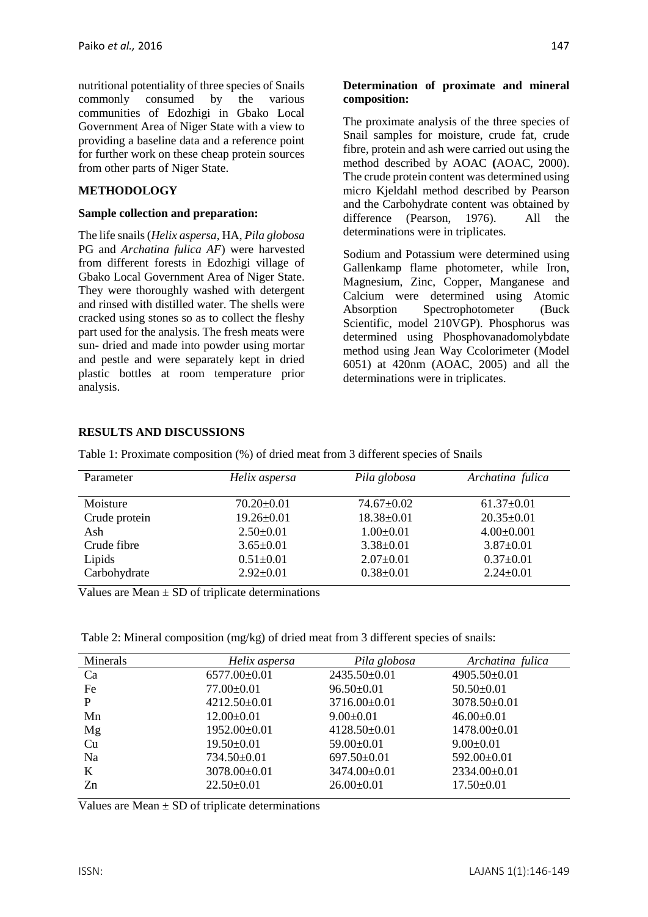nutritional potentiality of three species of Snails commonly consumed by the various communities of Edozhigi in Gbako Local Government Area of Niger State with a view to providing a baseline data and a reference point for further work on these cheap protein sources from other parts of Niger State.

## METHODOLOGY

### Sample collection and preparation:

The life snails (*Helix aspersa*, HA, *Pila globosa* PG and *Archatina fulica AF*) were harvested from different forests in Edozhigi village of Gbako Local Government Area of Niger State. They were thoroughly washed with detergent and rinsed with distilled water. The shells were cracked using stones so as to collect the fleshy part used for the analysis. The fresh meats were sun- dried and made into powder using mortar and pestle and were separately kept in dried plastic bottles at room temperature prior analysis.

### Determination of proximate and mineral composition:

The proximate analysis of the three species of Snail samples for moisture, crude fat, crude fibre, protein and ash were carried out using the method described by AOAC **(**AOAC, 2000). The crude protein content was determined using micro Kjeldahl method described by Pearson and the Carbohydrate content was obtained by difference (Pearson, 1976). All the determinations were in triplicates.

Sodium and Potassium were determined using Gallenkamp flame photometer, while Iron, Magnesium, Zinc, Copper, Manganese and Calcium were determined using Atomic Absorption Spectrophotometer (Buck Scientific, model 210VGP). Phosphorus was determined using Phosphovanadomolybdate method using Jean Way Ccolorimeter (Model 6051) at 420nm (AOAC, 2005) and all the determinations were in triplicates.

## RESULTS AND DISCUSSIONS

Table 1: Proximate composition (%) of dried meat from 3 different species of Snails

| Parameter | *Helix aspersa* | *Pila globosa* | *Archatina fulica* |
|---|---|---|---|
| Moisture | 70.20±0.01 | 74.67±0.02 | 61.37±0.01 |
| Crude protein | 19.26±0.01 | 18.38±0.01 | 20.35±0.01 |
| Ash | 2.50±0.01 | 1.00±0.01 | 4.00±0.001 |
| Crude fibre | 3.65±0.01 | 3.38±0.01 | 3.87±0.01 |
| Lipids | 0.51±0.01 | 2.07±0.01 | 0.37±0.01 |
| Carbohydrate | 2.92±0.01 | 0.38±0.01 | 2.24±0.01 |

Values are Mean ± SD of triplicate determinations

Table 2: Mineral composition (mg/kg) of dried meat from 3 different species of snails:

| Minerals | *Helix aspersa* | *Pila globosa* | *Archatina fulica* |
|---|---|---|---|
| Ca | 6577.00±0.01 | 2435.50±0.01 | 4905.50±0.01 |
| Fe | 77.00±0.01 | 96.50±0.01 | 50.50±0.01 |
| P | 4212.50±0.01 | 3716.00±0.01 | 3078.50±0.01 |
| Mn | 12.00±0.01 | 9.00±0.01 | 46.00±0.01 |
| Mg | 1952.00±0.01 | 4128.50±0.01 | 1478.00±0.01 |
| Cu | 19.50±0.01 | 59.00±0.01 | 9.00±0.01 |
| Na | 734.50±0.01 | 697.50±0.01 | 592.00±0.01 |
| K | 3078.00±0.01 | 3474.00±0.01 | 2334.00±0.01 |
| Zn | 22.50±0.01 | 26.00±0.01 | 17.50±0.01 |

Values are Mean ± SD of triplicate determinations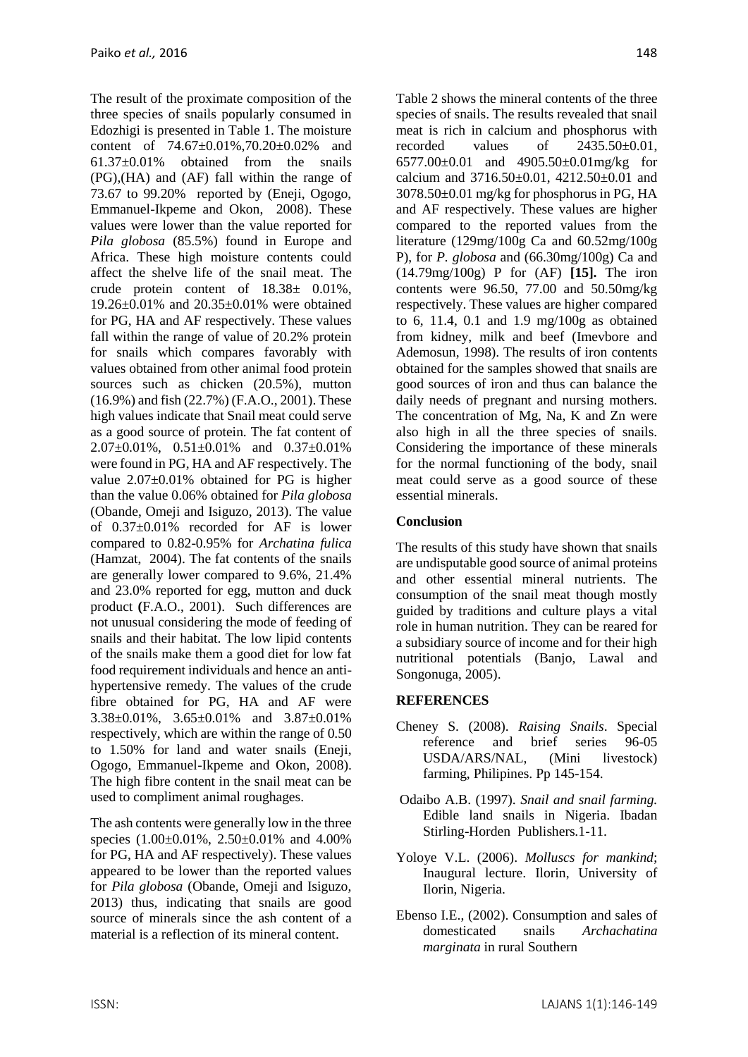The result of the proximate composition of the three species of snails popularly consumed in Edozhigi is presented in Table 1. The moisture content of 74.67±0.01%,70.20±0.02% and 61.37±0.01% obtained from the snails (PG),(HA) and (AF) fall within the range of 73.67 to 99.20% reported by (Eneji, Ogogo, Emmanuel-Ikpeme and Okon, 2008). These values were lower than the value reported for *Pila globosa* (85.5%) found in Europe and Africa. These high moisture contents could affect the shelve life of the snail meat. The crude protein content of 18.38± 0.01%, 19.26±0.01% and 20.35±0.01% were obtained for PG, HA and AF respectively. These values fall within the range of value of 20.2% protein for snails which compares favorably with values obtained from other animal food protein sources such as chicken (20.5%), mutton (16.9%) and fish (22.7%) (F.A.O., 2001). These high values indicate that Snail meat could serve as a good source of protein. The fat content of 2.07±0.01%, 0.51±0.01% and 0.37±0.01% were found in PG, HA and AF respectively. The value 2.07±0.01% obtained for PG is higher than the value 0.06% obtained for *Pila globosa* (Obande, Omeji and Isiguzo, 2013). The value of 0.37±0.01% recorded for AF is lower compared to 0.82-0.95% for *Archatina fulica* (Hamzat, 2004). The fat contents of the snails are generally lower compared to 9.6%, 21.4% and 23.0% reported for egg, mutton and duck product **(**F.A.O., 2001). Such differences are not unusual considering the mode of feeding of snails and their habitat. The low lipid contents of the snails make them a good diet for low fat food requirement individuals and hence an anti-hypertensive remedy. The values of the crude fibre obtained for PG, HA and AF were 3.38±0.01%, 3.65±0.01% and 3.87±0.01% respectively, which are within the range of 0.50 to 1.50% for land and water snails (Eneji, Ogogo, Emmanuel-Ikpeme and Okon, 2008). The high fibre content in the snail meat can be used to compliment animal roughages.

The ash contents were generally low in the three species (1.00±0.01%, 2.50±0.01% and 4.00% for PG, HA and AF respectively). These values appeared to be lower than the reported values for *Pila globosa* (Obande, Omeji and Isiguzo, 2013) thus, indicating that snails are good source of minerals since the ash content of a material is a reflection of its mineral content.

Table 2 shows the mineral contents of the three species of snails. The results revealed that snail meat is rich in calcium and phosphorus with recorded values of 2435.50±0.01, 6577.00±0.01 and 4905.50±0.01mg/kg for calcium and 3716.50±0.01, 4212.50±0.01 and 3078.50±0.01 mg/kg for phosphorus in PG, HA and AF respectively. These values are higher compared to the reported values from the literature (129mg/100g Ca and 60.52mg/100g P), for *P. globosa* and (66.30mg/100g) Ca and (14.79mg/100g) P for (AF) **[15].** The iron contents were 96.50, 77.00 and 50.50mg/kg respectively. These values are higher compared to 6, 11.4, 0.1 and 1.9 mg/100g as obtained from kidney, milk and beef (Imevbore and Ademosun, 1998). The results of iron contents obtained for the samples showed that snails are good sources of iron and thus can balance the daily needs of pregnant and nursing mothers. The concentration of Mg, Na, K and Zn were also high in all the three species of snails. Considering the importance of these minerals for the normal functioning of the body, snail meat could serve as a good source of these essential minerals.

## Conclusion

The results of this study have shown that snails are undisputable good source of animal proteins and other essential mineral nutrients. The consumption of the snail meat though mostly guided by traditions and culture plays a vital role in human nutrition. They can be reared for a subsidiary source of income and for their high nutritional potentials (Banjo, Lawal and Songonuga, 2005).

## REFERENCES

Cheney S. (2008). *Raising Snails*. Special reference and brief series 96-05 USDA/ARS/NAL, (Mini livestock) farming, Philipines. Pp 145-154.

Odaibo A.B. (1997). *Snail and snail farming.* Edible land snails in Nigeria. Ibadan Stirling-Horden Publishers.1-11.

Yoloye V.L. (2006). *Molluscs for mankind*; Inaugural lecture. Ilorin, University of Ilorin, Nigeria.

Ebenso I.E., (2002). Consumption and sales of domesticated snails *Archachatina marginata* in rural Southern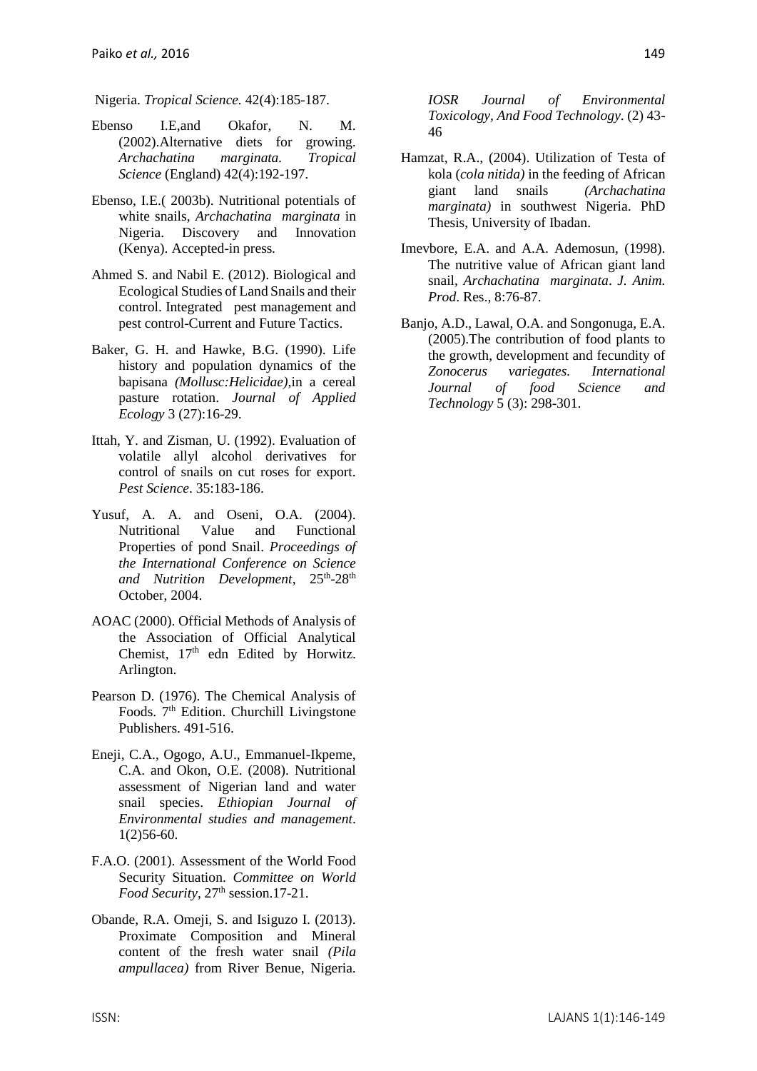Nigeria. *Tropical Science.* 42(4):185-187.

Ebenso I.E,and Okafor, N. M. (2002).Alternative diets for growing. *Archachatina marginata. Tropical Science* (England) 42(4):192-197.

Ebenso, I.E.( 2003b). Nutritional potentials of white snails, *Archachatina marginata* in Nigeria. Discovery and Innovation (Kenya). Accepted-in press.

Ahmed S. and Nabil E. (2012). Biological and Ecological Studies of Land Snails and their control. Integrated pest management and pest control-Current and Future Tactics.

Baker, G. H. and Hawke, B.G. (1990). Life history and population dynamics of the bapisana *(Mollusc:Helicidae)*,in a cereal pasture rotation. *Journal of Applied Ecology* 3 (27):16-29.

Ittah, Y. and Zisman, U. (1992). Evaluation of volatile allyl alcohol derivatives for control of snails on cut roses for export. *Pest Science*. 35:183-186.

Yusuf, A. A. and Oseni, O.A. (2004). Nutritional Value and Functional Properties of pond Snail. *Proceedings of the International Conference on Science and Nutrition Development*, 25th-28th October, 2004.

AOAC (2000). Official Methods of Analysis of the Association of Official Analytical Chemist, 17th edn Edited by Horwitz. Arlington.

Pearson D. (1976). The Chemical Analysis of Foods. 7th Edition. Churchill Livingstone Publishers. 491-516.

Eneji, C.A., Ogogo, A.U., Emmanuel-Ikpeme, C.A. and Okon, O.E. (2008). Nutritional assessment of Nigerian land and water snail species. *Ethiopian Journal of Environmental studies and management*. 1(2)56-60.

F.A.O. (2001). Assessment of the World Food Security Situation. *Committee on World Food Security*, 27th session.17-21.

Obande, R.A. Omeji, S. and Isiguzo I. (2013). Proximate Composition and Mineral content of the fresh water snail *(Pila ampullacea)* from River Benue, Nigeria. *IOSR Journal of Environmental Toxicology, And Food Technology*. (2) 43-46

Hamzat, R.A., (2004). Utilization of Testa of kola (*cola nitida)* in the feeding of African giant land snails *(Archachatina marginata)* in southwest Nigeria. PhD Thesis, University of Ibadan.

Imevbore, E.A. and A.A. Ademosun, (1998). The nutritive value of African giant land snail, *Archachatina marginata*. *J. Anim. Prod*. Res., 8:76-87.

Banjo, A.D., Lawal, O.A. and Songonuga, E.A. (2005).The contribution of food plants to the growth, development and fecundity of *Zonocerus variegates. International Journal of food Science and Technology* 5 (3): 298-301.